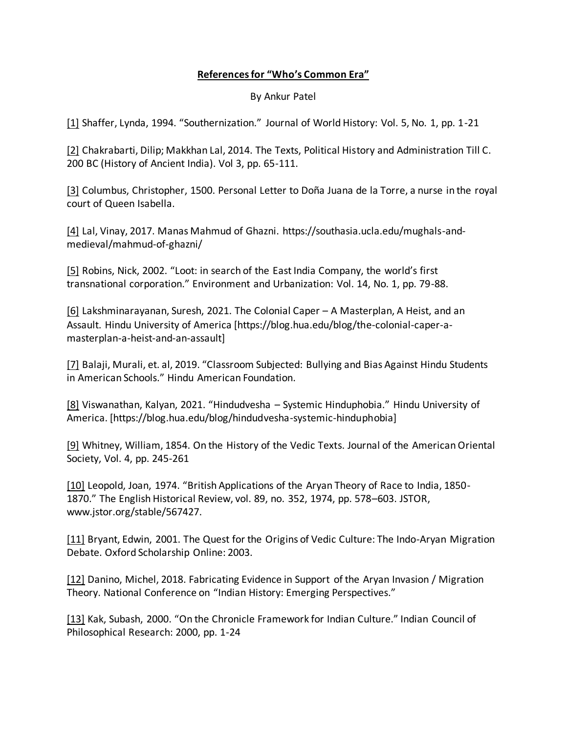**References for "Who's Common Era"**

By Ankur Patel

[1] Shaffer, Lynda, 1994. "Southernization." Journal of World History: Vol. 5, No. 1, pp. 1-21

[2] Chakrabarti, Dilip; Makkhan Lal, 2014. The Texts, Political History and Administration Till C. 200 BC (History of Ancient India). Vol 3, pp. 65-111.

[3] Columbus, Christopher, 1500. Personal Letter to Doña Juana de la Torre, a nurse in the royal court of Queen Isabella.

[4] Lal, Vinay, 2017. Manas Mahmud of Ghazni. https://southasia.ucla.edu/mughals-and-medieval/mahmud-of-ghazni/

[5] Robins, Nick, 2002. "Loot: in search of the East India Company, the world's first transnational corporation." Environment and Urbanization: Vol. 14, No. 1, pp. 79-88.

[6] Lakshminarayanan, Suresh, 2021. The Colonial Caper – A Masterplan, A Heist, and an Assault. Hindu University of America [https://blog.hua.edu/blog/the-colonial-caper-a-masterplan-a-heist-and-an-assault]

[7] Balaji, Murali, et. al, 2019. "Classroom Subjected: Bullying and Bias Against Hindu Students in American Schools." Hindu American Foundation.

[8] Viswanathan, Kalyan, 2021. "Hindudvesha – Systemic Hinduphobia." Hindu University of America. [https://blog.hua.edu/blog/hindudvesha-systemic-hinduphobia]

[9] Whitney, William, 1854. On the History of the Vedic Texts. Journal of the American Oriental Society, Vol. 4, pp. 245-261

[10] Leopold, Joan, 1974. "British Applications of the Aryan Theory of Race to India, 1850-1870." The English Historical Review, vol. 89, no. 352, 1974, pp. 578–603. JSTOR, www.jstor.org/stable/567427.

[11] Bryant, Edwin, 2001. The Quest for the Origins of Vedic Culture: The Indo-Aryan Migration Debate. Oxford Scholarship Online: 2003.

[12] Danino, Michel, 2018. Fabricating Evidence in Support of the Aryan Invasion / Migration Theory. National Conference on "Indian History: Emerging Perspectives."

[13] Kak, Subash, 2000. "On the Chronicle Framework for Indian Culture." Indian Council of Philosophical Research: 2000, pp. 1-24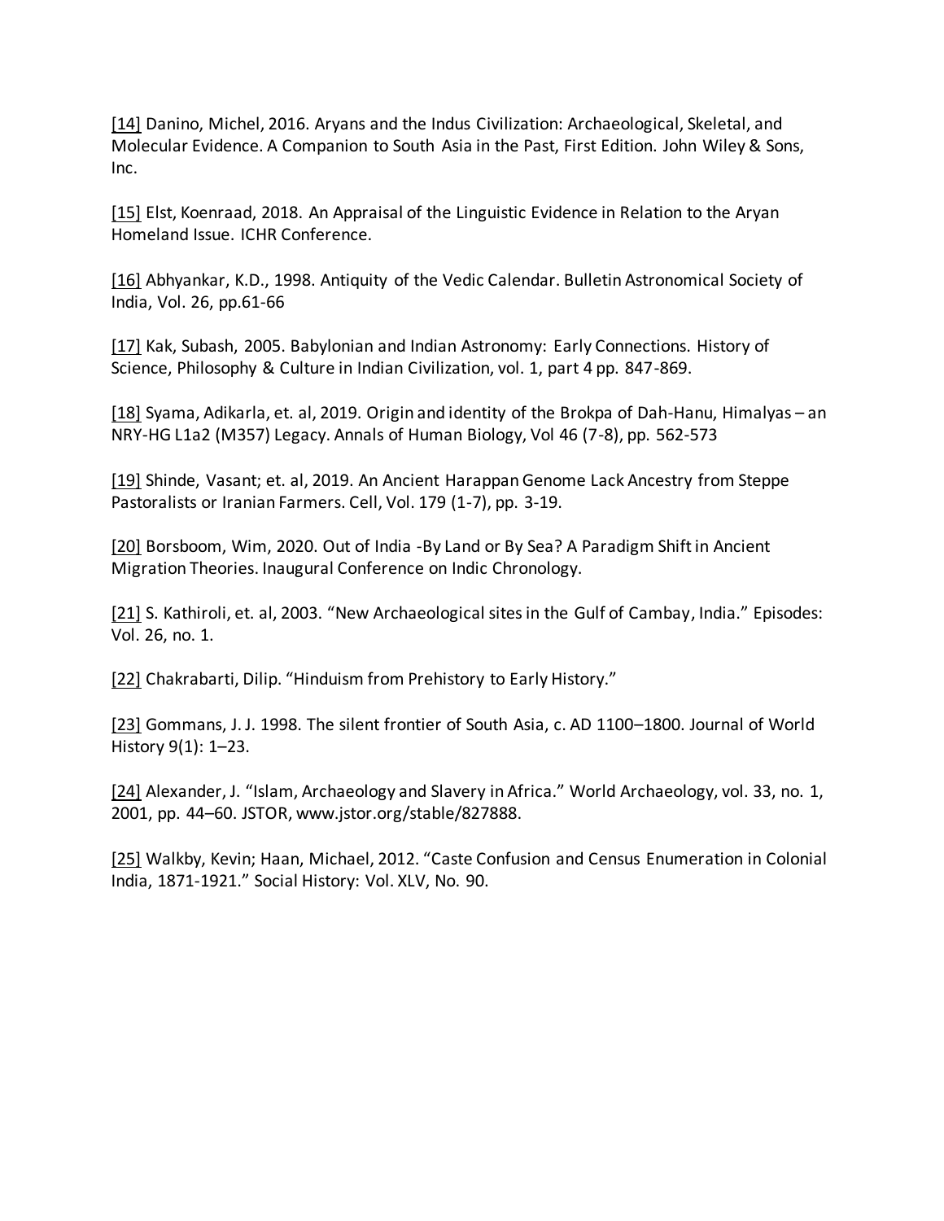[14] Danino, Michel, 2016. Aryans and the Indus Civilization: Archaeological, Skeletal, and Molecular Evidence. A Companion to South Asia in the Past, First Edition. John Wiley & Sons, Inc.

[15] Elst, Koenraad, 2018. An Appraisal of the Linguistic Evidence in Relation to the Aryan Homeland Issue. ICHR Conference.

[16] Abhyankar, K.D., 1998. Antiquity of the Vedic Calendar. Bulletin Astronomical Society of India, Vol. 26, pp.61-66

[17] Kak, Subash, 2005. Babylonian and Indian Astronomy: Early Connections. History of Science, Philosophy & Culture in Indian Civilization, vol. 1, part 4 pp. 847-869.

[18] Syama, Adikarla, et. al, 2019. Origin and identity of the Brokpa of Dah-Hanu, Himalyas – an NRY-HG L1a2 (M357) Legacy. Annals of Human Biology, Vol 46 (7-8), pp. 562-573

[19] Shinde, Vasant; et. al, 2019. An Ancient Harappan Genome Lack Ancestry from Steppe Pastoralists or Iranian Farmers. Cell, Vol. 179 (1-7), pp. 3-19.

[20] Borsboom, Wim, 2020. Out of India -By Land or By Sea? A Paradigm Shift in Ancient Migration Theories. Inaugural Conference on Indic Chronology.

[21] S. Kathiroli, et. al, 2003. “New Archaeological sites in the Gulf of Cambay, India.” Episodes: Vol. 26, no. 1.

[22] Chakrabarti, Dilip. “Hinduism from Prehistory to Early History.”

[23] Gommans, J. J. 1998. The silent frontier of South Asia, c. AD 1100–1800. Journal of World History 9(1): 1–23.

[24] Alexander, J. “Islam, Archaeology and Slavery in Africa.” World Archaeology, vol. 33, no. 1, 2001, pp. 44–60. JSTOR, www.jstor.org/stable/827888.

[25] Walkby, Kevin; Haan, Michael, 2012. “Caste Confusion and Census Enumeration in Colonial India, 1871-1921.” Social History: Vol. XLV, No. 90.